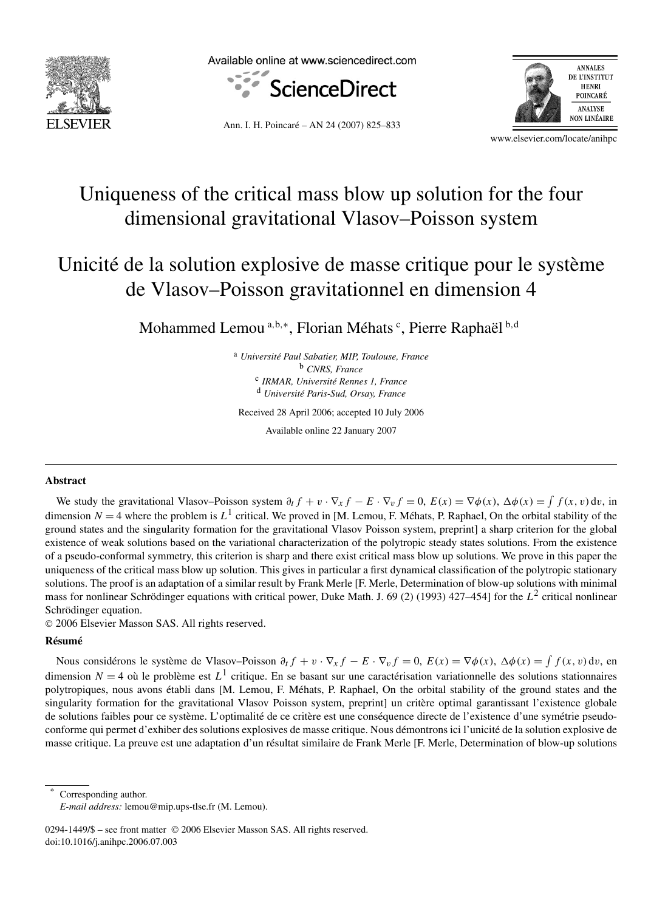# Uniqueness of the critical mass blow up solution for the four dimensional gravitational Vlasov–Poisson system

# Unicité de la solution explosive de masse critique pour le système de Vlasov–Poisson gravitationnel en dimension 4

Mohammed Lemou [a,b,*], Florian Méhats [c], Pierre Raphaël [b,d]

[a] *Université Paul Sabatier, MIP, Toulouse, France*
[b] *CNRS, France*
[c] *IRMAR, Université Rennes 1, France*
[d] *Université Paris-Sud, Orsay, France*

Received 28 April 2006; accepted 10 July 2006

Available online 22 January 2007

## Abstract

We study the gravitational Vlasov–Poisson system $\partial_t f + v \cdot \nabla_x f - E \cdot \nabla_v f = 0$, $E(x) = \nabla\phi(x)$, $\Delta\phi(x) = \int f(x,v)\,dv$, in dimension $N = 4$ where the problem is $L^1$ critical. We proved in [M. Lemou, F. Méhats, P. Raphael, On the orbital stability of the ground states and the singularity formation for the gravitational Vlasov Poisson system, preprint] a sharp criterion for the global existence of weak solutions based on the variational characterization of the polytropic steady states solutions. From the existence of a pseudo-conformal symmetry, this criterion is sharp and there exist critical mass blow up solutions. We prove in this paper the uniqueness of the critical mass blow up solution. This gives in particular a first dynamical classification of the polytropic stationary solutions. The proof is an adaptation of a similar result by Frank Merle [F. Merle, Determination of blow-up solutions with minimal mass for nonlinear Schrödinger equations with critical power, Duke Math. J. 69 (2) (1993) 427–454] for the $L^2$ critical nonlinear Schrödinger equation.

© 2006 Elsevier Masson SAS. All rights reserved.

## Résumé

Nous considérons le système de Vlasov–Poisson $\partial_t f + v \cdot \nabla_x f - E \cdot \nabla_v f = 0$, $E(x) = \nabla\phi(x)$, $\Delta\phi(x) = \int f(x,v)\,dv$, en dimension $N = 4$ où le problème est $L^1$ critique. En se basant sur une caractérisation variationnelle des solutions stationnaires polytropiques, nous avons établi dans [M. Lemou, F. Méhats, P. Raphael, On the orbital stability of the ground states and the singularity formation for the gravitational Vlasov Poisson system, preprint] un critère optimal garantissant l'existence globale de solutions faibles pour ce système. L'optimalité de ce critère est une conséquence directe de l'existence d'une symétrie pseudo-conforme qui permet d'exhiber des solutions explosives de masse critique. Nous démontrons ici l'unicité de la solution explosive de masse critique. La preuve est une adaptation d'un résultat similaire de Frank Merle [F. Merle, Determination of blow-up solutions

---

* Corresponding author.
*E-mail address:* lemou@mip.ups-tlse.fr (M. Lemou).

0294-1449/$ – see front matter © 2006 Elsevier Masson SAS. All rights reserved.
doi:10.1016/j.anihpc.2006.07.003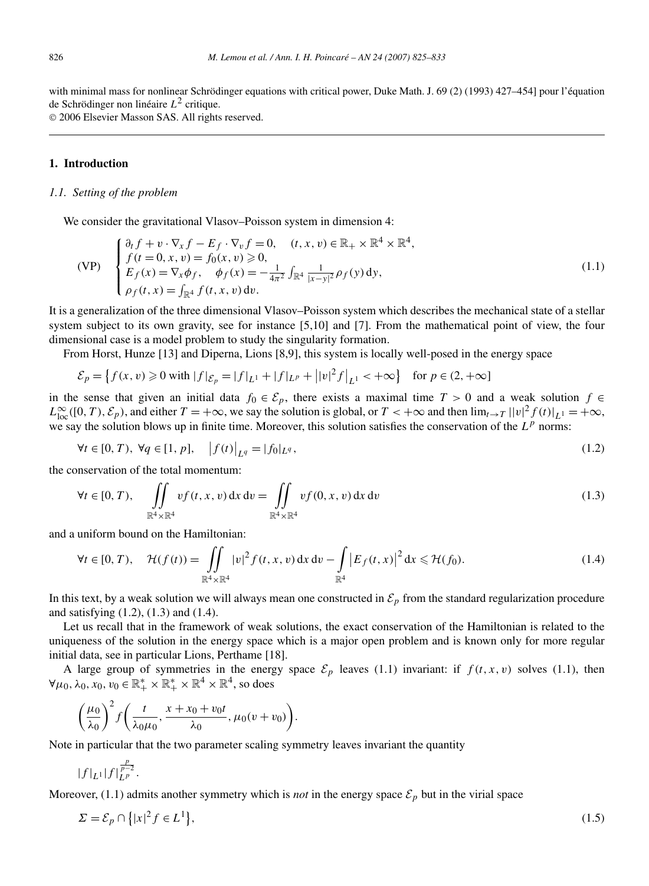with minimal mass for nonlinear Schrödinger equations with critical power, Duke Math. J. 69 (2) (1993) 427–454] pour l'équation de Schrödinger non linéaire $L^2$ critique.
© 2006 Elsevier Masson SAS. All rights reserved.

## 1. Introduction

### *1.1. Setting of the problem*

We consider the gravitational Vlasov–Poisson system in dimension 4:

$$
\text{(VP)} \quad \begin{cases} \partial_t f + v \cdot \nabla_x f - E_f \cdot \nabla_v f = 0, \quad (t,x,v) \in \mathbb{R}_+ \times \mathbb{R}^4 \times \mathbb{R}^4, \\ f(t=0,x,v) = f_0(x,v) \geqslant 0, \\ E_f(x) = \nabla_x \phi_f, \quad \phi_f(x) = -\frac{1}{4\pi^2} \int_{\mathbb{R}^4} \frac{1}{|x-y|^2} \rho_f(y)\,\mathrm{d}y, \\ \rho_f(t,x) = \int_{\mathbb{R}^4} f(t,x,v)\,\mathrm{d}v. \end{cases} \tag{1.1}
$$

It is a generalization of the three dimensional Vlasov–Poisson system which describes the mechanical state of a stellar system subject to its own gravity, see for instance [5,10] and [7]. From the mathematical point of view, the four dimensional case is a model problem to study the singularity formation.

From Horst, Hunze [13] and Diperna, Lions [8,9], this system is locally well-posed in the energy space

$$
\mathcal{E}_p = \left\{ f(x,v) \geqslant 0 \text{ with } |f|_{\mathcal{E}_p} = |f|_{L^1} + |f|_{L^p} + \left| |v|^2 f \right|_{L^1} < +\infty \right\} \quad \text{for } p \in (2, +\infty]
$$

in the sense that given an initial data $f_0 \in \mathcal{E}_p$, there exists a maximal time $T > 0$ and a weak solution $f \in L^\infty_{\mathrm{loc}}([0,T), \mathcal{E}_p)$, and either $T = +\infty$, we say the solution is global, or $T < +\infty$ and then $\lim_{t \to T} ||v|^2 f(t)|_{L^1} = +\infty$, we say the solution blows up in finite time. Moreover, this solution satisfies the conservation of the $L^p$ norms:

$$
\forall t \in [0,T),\ \forall q \in [1,p], \quad \left| f(t) \right|_{L^q} = |f_0|_{L^q}, \tag{1.2}
$$

the conservation of the total momentum:

$$
\forall t \in [0,T), \quad \iint_{\mathbb{R}^4 \times \mathbb{R}^4} v f(t,x,v)\,\mathrm{d}x\,\mathrm{d}v = \iint_{\mathbb{R}^4 \times \mathbb{R}^4} v f(0,x,v)\,\mathrm{d}x\,\mathrm{d}v \tag{1.3}
$$

and a uniform bound on the Hamiltonian:

$$
\forall t \in [0,T), \quad \mathcal{H}(f(t)) = \iint_{\mathbb{R}^4 \times \mathbb{R}^4} |v|^2 f(t,x,v)\,\mathrm{d}x\,\mathrm{d}v - \int_{\mathbb{R}^4} \left| E_f(t,x) \right|^2 \mathrm{d}x \leqslant \mathcal{H}(f_0). \tag{1.4}
$$

In this text, by a weak solution we will always mean one constructed in $\mathcal{E}_p$ from the standard regularization procedure and satisfying (1.2), (1.3) and (1.4).

Let us recall that in the framework of weak solutions, the exact conservation of the Hamiltonian is related to the uniqueness of the solution in the energy space which is a major open problem and is known only for more regular initial data, see in particular Lions, Perthame [18].

A large group of symmetries in the energy space $\mathcal{E}_p$ leaves (1.1) invariant: if $f(t,x,v)$ solves (1.1), then $\forall \mu_0, \lambda_0, x_0, v_0 \in \mathbb{R}^*_+ \times \mathbb{R}^*_+ \times \mathbb{R}^4 \times \mathbb{R}^4$, so does

$$
\left( \frac{\mu_0}{\lambda_0} \right)^2 f\left( \frac{t}{\lambda_0 \mu_0}, \frac{x + x_0 + v_0 t}{\lambda_0}, \mu_0 (v + v_0) \right).
$$

Note in particular that the two parameter scaling symmetry leaves invariant the quantity

$$
|f|_{L^1} |f|_{L^p}^{\frac{p}{p-2}}.
$$

Moreover, (1.1) admits another symmetry which is *not* in the energy space $\mathcal{E}_p$ but in the virial space

$$
\Sigma = \mathcal{E}_p \cap \left\{ |x|^2 f \in L^1 \right\}, \tag{1.5}
$$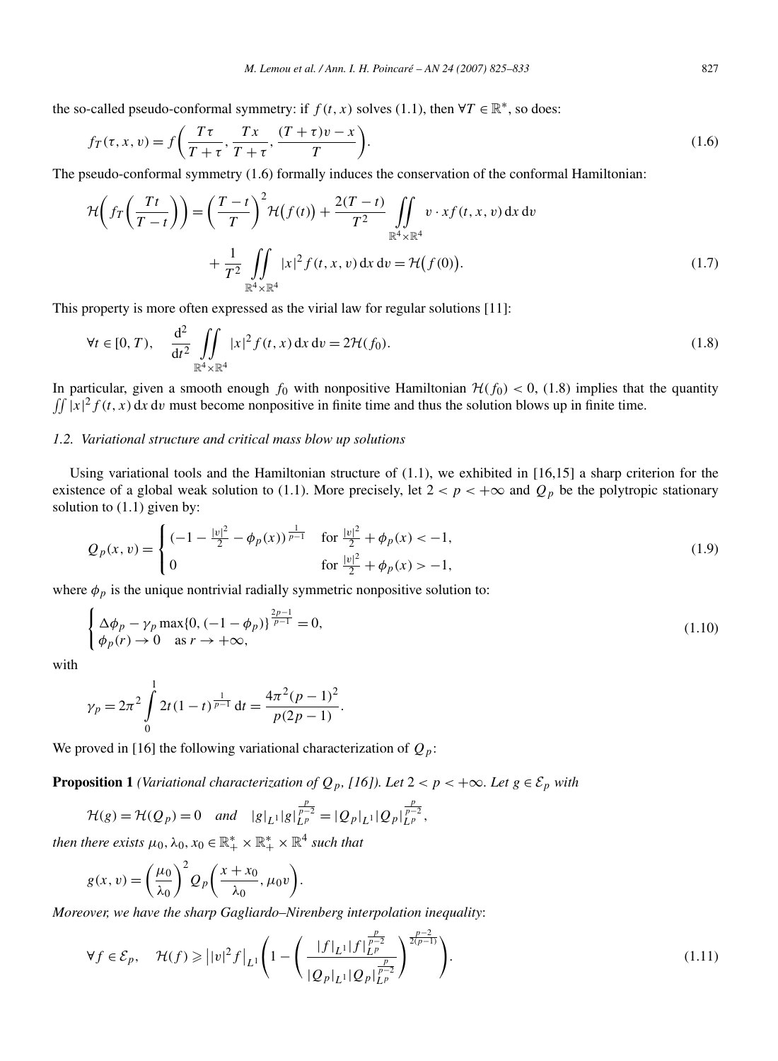the so-called pseudo-conformal symmetry: if $f(t,x)$ solves (1.1), then $\forall T \in \mathbb{R}^*$, so does:

$$f_T(\tau, x, v) = f\left(\frac{T\tau}{T+\tau}, \frac{Tx}{T+\tau}, \frac{(T+\tau)v - x}{T}\right). \tag{1.6}$$

The pseudo-conformal symmetry (1.6) formally induces the conservation of the conformal Hamiltonian:

$$\mathcal{H}\left(f_T\left(\frac{Tt}{T-t}\right)\right) = \left(\frac{T-t}{T}\right)^2 \mathcal{H}\big(f(t)\big) + \frac{2(T-t)}{T^2} \iint_{\mathbb{R}^4\times\mathbb{R}^4} v\cdot x f(t,x,v)\,\mathrm{d}x\,\mathrm{d}v$$
$$+ \frac{1}{T^2}\iint_{\mathbb{R}^4\times\mathbb{R}^4} |x|^2 f(t,x,v)\,\mathrm{d}x\,\mathrm{d}v = \mathcal{H}\big(f(0)\big). \tag{1.7}$$

This property is more often expressed as the virial law for regular solutions [11]:

$$\forall t \in [0,T), \quad \frac{\mathrm{d}^2}{\mathrm{d}t^2}\iint_{\mathbb{R}^4\times\mathbb{R}^4} |x|^2 f(t,x)\,\mathrm{d}x\,\mathrm{d}v = 2\mathcal{H}(f_0). \tag{1.8}$$

In particular, given a smooth enough $f_0$ with nonpositive Hamiltonian $\mathcal{H}(f_0) < 0$, (1.8) implies that the quantity $\iint |x|^2 f(t,x)\,\mathrm{d}x\,\mathrm{d}v$ must become nonpositive in finite time and thus the solution blows up in finite time.

### *1.2. Variational structure and critical mass blow up solutions*

Using variational tools and the Hamiltonian structure of (1.1), we exhibited in [16,15] a sharp criterion for the existence of a global weak solution to (1.1). More precisely, let $2 < p < +\infty$ and $Q_p$ be the polytropic stationary solution to (1.1) given by:

$$Q_p(x,v) = \begin{cases} \left(-1 - \frac{|v|^2}{2} - \phi_p(x)\right)^{\frac{1}{p-1}} & \text{for } \frac{|v|^2}{2} + \phi_p(x) < -1, \\ 0 & \text{for } \frac{|v|^2}{2} + \phi_p(x) > -1, \end{cases} \tag{1.9}$$

where $\phi_p$ is the unique nontrivial radially symmetric nonpositive solution to:

$$\begin{cases} \Delta\phi_p - \gamma_p \max\{0, (-1-\phi_p)\}^{\frac{2p-1}{p-1}} = 0, \\ \phi_p(r) \to 0 \quad \text{as } r \to +\infty, \end{cases} \tag{1.10}$$

with

$$\gamma_p = 2\pi^2 \int_0^1 2t(1-t)^{\frac{1}{p-1}}\,\mathrm{d}t = \frac{4\pi^2(p-1)^2}{p(2p-1)}.$$

We proved in [16] the following variational characterization of $Q_p$:

**Proposition 1** *(Variational characterization of $Q_p$, [16]). Let $2 < p < +\infty$. Let $g \in \mathcal{E}_p$ with*

$$\mathcal{H}(g) = \mathcal{H}(Q_p) = 0 \quad \text{and} \quad |g|_{L^1}|g|_{L^p}^{\frac{p}{p-2}} = |Q_p|_{L^1}|Q_p|_{L^p}^{\frac{p}{p-2}},$$

*then there exists $\mu_0, \lambda_0, x_0 \in \mathbb{R}_+^* \times \mathbb{R}_+^* \times \mathbb{R}^4$ such that*

$$g(x,v) = \left(\frac{\mu_0}{\lambda_0}\right)^2 Q_p\left(\frac{x+x_0}{\lambda_0}, \mu_0 v\right).$$

*Moreover, we have the sharp Gagliardo–Nirenberg interpolation inequality*:

$$\forall f \in \mathcal{E}_p, \quad \mathcal{H}(f) \geqslant \big||v|^2 f\big|_{L^1}\left(1 - \left(\frac{|f|_{L^1}|f|_{L^p}^{\frac{p}{p-2}}}{|Q_p|_{L^1}|Q_p|_{L^p}^{\frac{p}{p-2}}}\right)^{\frac{p-2}{2(p-1)}}\right). \tag{1.11}$$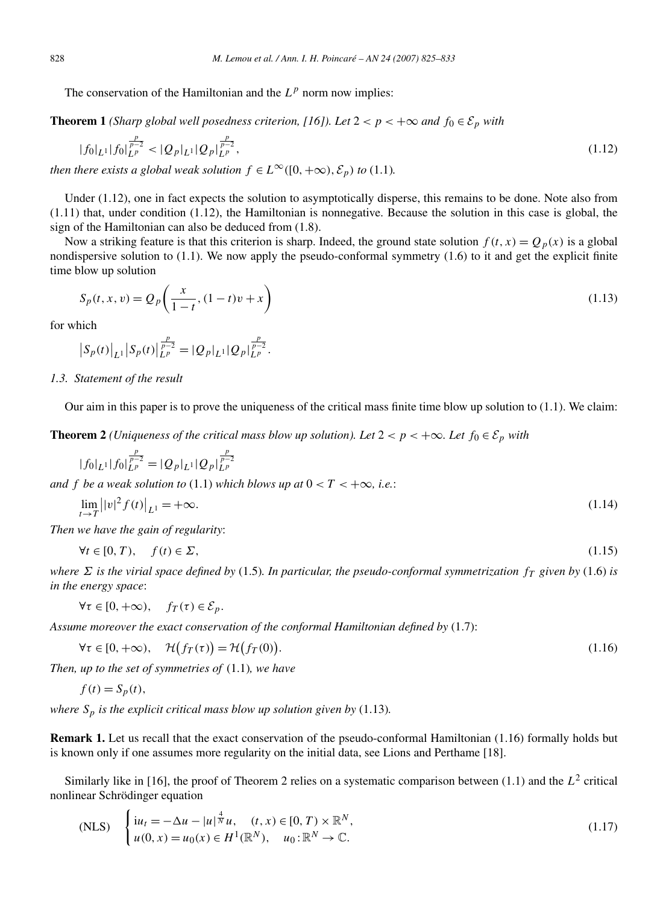The conservation of the Hamiltonian and the $L^p$ norm now implies:

**Theorem 1** *(Sharp global well posedness criterion, [16]). Let $2 < p < +\infty$ and $f_0 \in \mathcal{E}_p$ with*

$$|f_0|_{L^1} |f_0|_{L^p}^{\frac{p}{p-2}} < |Q_p|_{L^1} |Q_p|_{L^p}^{\frac{p}{p-2}}, \tag{1.12}$$

*then there exists a global weak solution $f \in L^\infty([0, +\infty), \mathcal{E}_p)$ to* (1.1)*.*

Under (1.12), one in fact expects the solution to asymptotically disperse, this remains to be done. Note also from (1.11) that, under condition (1.12), the Hamiltonian is nonnegative. Because the solution in this case is global, the sign of the Hamiltonian can also be deduced from (1.8).

Now a striking feature is that this criterion is sharp. Indeed, the ground state solution $f(t, x) = Q_p(x)$ is a global nondispersive solution to (1.1). We now apply the pseudo-conformal symmetry (1.6) to it and get the explicit finite time blow up solution

$$S_p(t, x, v) = Q_p\left(\frac{x}{1-t}, (1-t)v + x\right) \tag{1.13}$$

for which

$$\left|S_p(t)\right|_{L^1} \left|S_p(t)\right|_{L^p}^{\frac{p}{p-2}} = |Q_p|_{L^1} |Q_p|_{L^p}^{\frac{p}{p-2}}.$$

*1.3. Statement of the result*

Our aim in this paper is to prove the uniqueness of the critical mass finite time blow up solution to (1.1). We claim:

**Theorem 2** *(Uniqueness of the critical mass blow up solution). Let $2 < p < +\infty$. Let $f_0 \in \mathcal{E}_p$ with*

$$|f_0|_{L^1} |f_0|_{L^p}^{\frac{p}{p-2}} = |Q_p|_{L^1} |Q_p|_{L^p}^{\frac{p}{p-2}}$$

*and $f$ be a weak solution to* (1.1) *which blows up at $0 < T < +\infty$, i.e.*:

$$\lim_{t \to T} \left| |v|^2 f(t) \right|_{L^1} = +\infty. \tag{1.14}$$

*Then we have the gain of regularity*:

$$\forall t \in [0, T), \quad f(t) \in \Sigma, \tag{1.15}$$

*where $\Sigma$ is the virial space defined by* (1.5)*. In particular, the pseudo-conformal symmetrization $f_T$ given by* (1.6) *is in the energy space*:

$$\forall \tau \in [0, +\infty), \quad f_T(\tau) \in \mathcal{E}_p.$$

*Assume moreover the exact conservation of the conformal Hamiltonian defined by* (1.7):

$$\forall \tau \in [0, +\infty), \quad \mathcal{H}\big(f_T(\tau)\big) = \mathcal{H}\big(f_T(0)\big). \tag{1.16}$$

*Then, up to the set of symmetries of* (1.1)*, we have*

$$f(t) = S_p(t),$$

*where $S_p$ is the explicit critical mass blow up solution given by* (1.13)*.*

**Remark 1.** Let us recall that the exact conservation of the pseudo-conformal Hamiltonian (1.16) formally holds but is known only if one assumes more regularity on the initial data, see Lions and Perthame [18].

Similarly like in [16], the proof of Theorem 2 relies on a systematic comparison between (1.1) and the $L^2$ critical nonlinear Schrödinger equation

$$\text{(NLS)} \quad \begin{cases} \mathrm{i}u_t = -\Delta u - |u|^{\frac{4}{N}} u, & (t, x) \in [0, T) \times \mathbb{R}^N, \\ u(0, x) = u_0(x) \in H^1(\mathbb{R}^N), & u_0 : \mathbb{R}^N \to \mathbb{C}. \end{cases} \tag{1.17}$$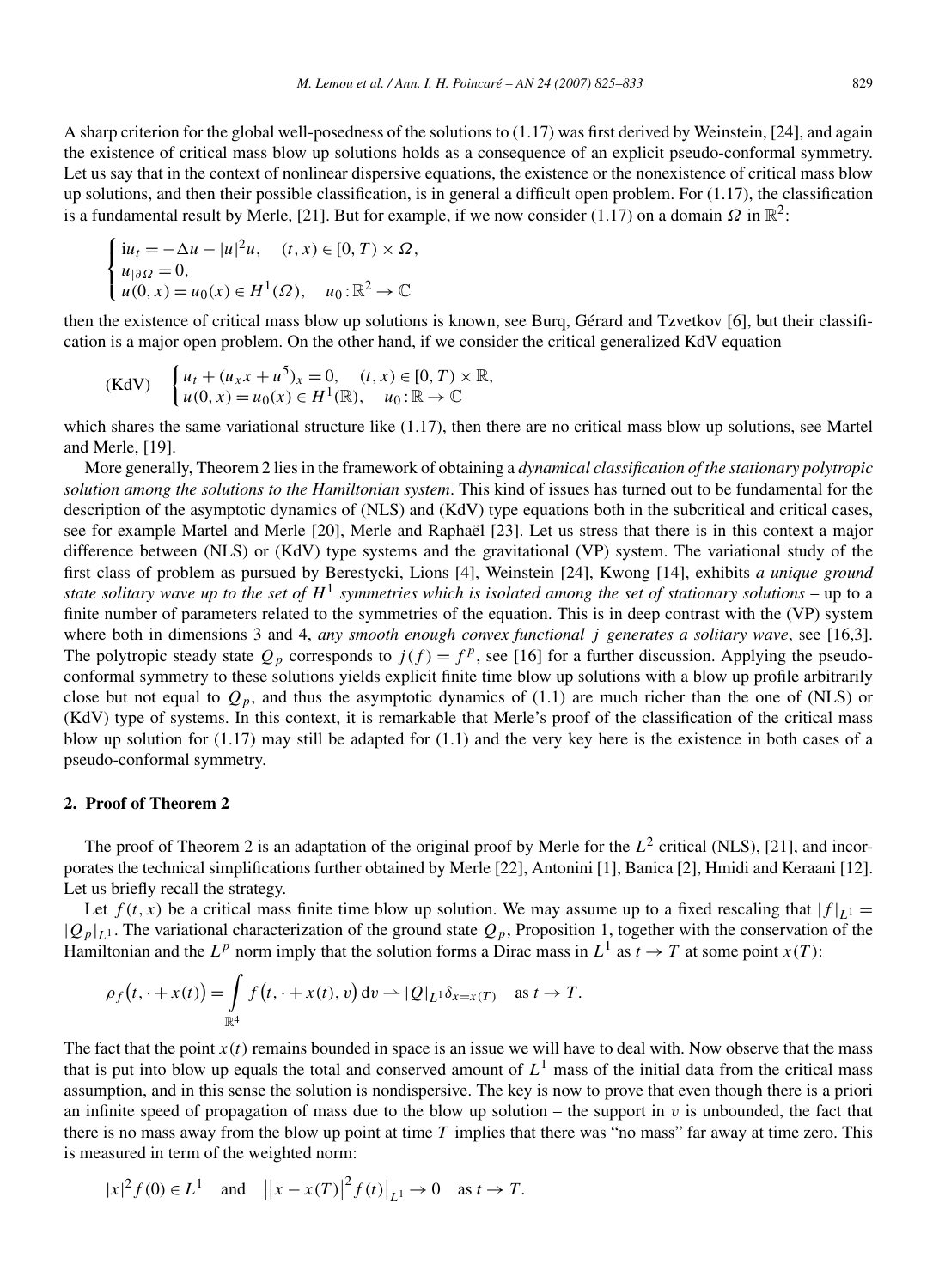A sharp criterion for the global well-posedness of the solutions to (1.17) was first derived by Weinstein, [24], and again the existence of critical mass blow up solutions holds as a consequence of an explicit pseudo-conformal symmetry. Let us say that in the context of nonlinear dispersive equations, the existence or the nonexistence of critical mass blow up solutions, and then their possible classification, is in general a difficult open problem. For (1.17), the classification is a fundamental result by Merle, [21]. But for example, if we now consider (1.17) on a domain $\Omega$ in $\mathbb{R}^2$:

$$\begin{cases} \mathrm{i}u_t = -\Delta u - |u|^2 u, \quad (t,x) \in [0,T) \times \Omega, \\ u_{|\partial\Omega} = 0, \\ u(0,x) = u_0(x) \in H^1(\Omega), \quad u_0 : \mathbb{R}^2 \to \mathbb{C} \end{cases}$$

then the existence of critical mass blow up solutions is known, see Burq, Gérard and Tzvetkov [6], but their classification is a major open problem. On the other hand, if we consider the critical generalized KdV equation

$$(\mathrm{KdV}) \quad \begin{cases} u_t + (u_x x + u^5)_x = 0, \quad (t,x) \in [0,T) \times \mathbb{R}, \\ u(0,x) = u_0(x) \in H^1(\mathbb{R}), \quad u_0 : \mathbb{R} \to \mathbb{C} \end{cases}$$

which shares the same variational structure like (1.17), then there are no critical mass blow up solutions, see Martel and Merle, [19].

More generally, Theorem 2 lies in the framework of obtaining a *dynamical classification of the stationary polytropic solution among the solutions to the Hamiltonian system*. This kind of issues has turned out to be fundamental for the description of the asymptotic dynamics of (NLS) and (KdV) type equations both in the subcritical and critical cases, see for example Martel and Merle [20], Merle and Raphaël [23]. Let us stress that there is in this context a major difference between (NLS) or (KdV) type systems and the gravitational (VP) system. The variational study of the first class of problem as pursued by Berestycki, Lions [4], Weinstein [24], Kwong [14], exhibits *a unique ground state solitary wave up to the set of $H^1$ symmetries which is isolated among the set of stationary solutions* – up to a finite number of parameters related to the symmetries of the equation. This is in deep contrast with the (VP) system where both in dimensions 3 and 4, *any smooth enough convex functional $j$ generates a solitary wave*, see [16,3]. The polytropic steady state $Q_p$ corresponds to $j(f) = f^p$, see [16] for a further discussion. Applying the pseudo-conformal symmetry to these solutions yields explicit finite time blow up solutions with a blow up profile arbitrarily close but not equal to $Q_p$, and thus the asymptotic dynamics of (1.1) are much richer than the one of (NLS) or (KdV) type of systems. In this context, it is remarkable that Merle's proof of the classification of the critical mass blow up solution for (1.17) may still be adapted for (1.1) and the very key here is the existence in both cases of a pseudo-conformal symmetry.

## 2. Proof of Theorem 2

The proof of Theorem 2 is an adaptation of the original proof by Merle for the $L^2$ critical (NLS), [21], and incorporates the technical simplifications further obtained by Merle [22], Antonini [1], Banica [2], Hmidi and Keraani [12]. Let us briefly recall the strategy.

Let $f(t,x)$ be a critical mass finite time blow up solution. We may assume up to a fixed rescaling that $|f|_{L^1} = |Q_p|_{L^1}$. The variational characterization of the ground state $Q_p$, Proposition 1, together with the conservation of the Hamiltonian and the $L^p$ norm imply that the solution forms a Dirac mass in $L^1$ as $t \to T$ at some point $x(T)$:

$$\rho_f\big(t, \cdot + x(t)\big) = \int_{\mathbb{R}^4} f\big(t, \cdot + x(t), v\big)\,\mathrm{d}v \rightharpoonup |Q|_{L^1}\delta_{x=x(T)} \quad \text{as } t \to T.$$

The fact that the point $x(t)$ remains bounded in space is an issue we will have to deal with. Now observe that the mass that is put into blow up equals the total and conserved amount of $L^1$ mass of the initial data from the critical mass assumption, and in this sense the solution is nondispersive. The key is now to prove that even though there is a priori an infinite speed of propagation of mass due to the blow up solution – the support in $v$ is unbounded, the fact that there is no mass away from the blow up point at time $T$ implies that there was "no mass" far away at time zero. This is measured in term of the weighted norm:

$$|x|^2 f(0) \in L^1 \quad \text{and} \quad \big||x - x(T)|^2 f(t)\big|_{L^1} \to 0 \quad \text{as } t \to T.$$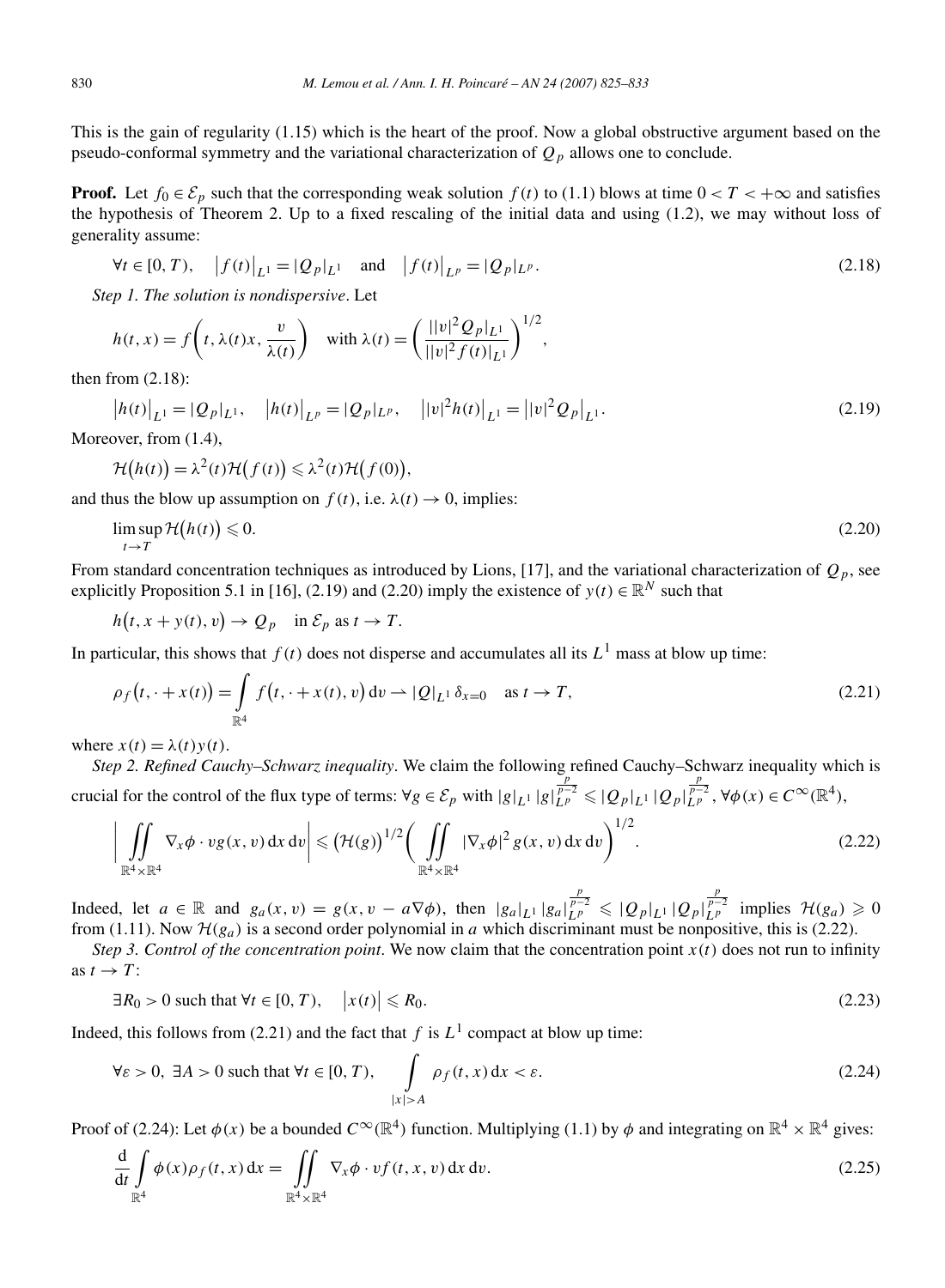This is the gain of regularity (1.15) which is the heart of the proof. Now a global obstructive argument based on the pseudo-conformal symmetry and the variational characterization of $Q_p$ allows one to conclude.

**Proof.** Let $f_0 \in \mathcal{E}_p$ such that the corresponding weak solution $f(t)$ to (1.1) blows at time $0 < T < +\infty$ and satisfies the hypothesis of Theorem 2. Up to a fixed rescaling of the initial data and using (1.2), we may without loss of generality assume:

$$\forall t \in [0, T), \quad \left|f(t)\right|_{L^1} = |Q_p|_{L^1} \quad \text{and} \quad \left|f(t)\right|_{L^p} = |Q_p|_{L^p}. \tag{2.18}$$

*Step 1. The solution is nondispersive*. Let

$$h(t, x) = f\left(t, \lambda(t)x, \frac{v}{\lambda(t)}\right) \quad \text{with } \lambda(t) = \left(\frac{||v|^2 Q_p|_{L^1}}{||v|^2 f(t)|_{L^1}}\right)^{1/2},$$

then from (2.18):

$$\left|h(t)\right|_{L^1} = |Q_p|_{L^1}, \quad \left|h(t)\right|_{L^p} = |Q_p|_{L^p}, \quad \left||v|^2 h(t)\right|_{L^1} = \left||v|^2 Q_p\right|_{L^1}. \tag{2.19}$$

Moreover, from (1.4),

$$\mathcal{H}\big(h(t)\big) = \lambda^2(t)\mathcal{H}\big(f(t)\big) \leqslant \lambda^2(t)\mathcal{H}\big(f(0)\big),$$

and thus the blow up assumption on $f(t)$, i.e. $\lambda(t) \to 0$, implies:

$$\limsup_{t \to T} \mathcal{H}\big(h(t)\big) \leqslant 0. \tag{2.20}$$

From standard concentration techniques as introduced by Lions, [17], and the variational characterization of $Q_p$, see explicitly Proposition 5.1 in [16], (2.19) and (2.20) imply the existence of $y(t) \in \mathbb{R}^N$ such that

$$h\big(t, x + y(t), v\big) \to Q_p \quad \text{in } \mathcal{E}_p \text{ as } t \to T.$$

In particular, this shows that $f(t)$ does not disperse and accumulates all its $L^1$ mass at blow up time:

$$\rho_f\big(t, \cdot + x(t)\big) = \int_{\mathbb{R}^4} f\big(t, \cdot + x(t), v\big)\, \mathrm{d}v \rightharpoonup |Q|_{L^1}\, \delta_{x=0} \quad \text{as } t \to T, \tag{2.21}$$

where $x(t) = \lambda(t) y(t)$.

*Step 2. Refined Cauchy–Schwarz inequality*. We claim the following refined Cauchy–Schwarz inequality which is crucial for the control of the flux type of terms: $\forall g \in \mathcal{E}_p$ with $|g|_{L^1} |g|_{L^p}^{\frac{p}{p-2}} \leqslant |Q_p|_{L^1} |Q_p|_{L^p}^{\frac{p}{p-2}}$, $\forall \phi(x) \in C^\infty(\mathbb{R}^4)$,

$$\left| \iint_{\mathbb{R}^4 \times \mathbb{R}^4} \nabla_x \phi \cdot v g(x, v)\, \mathrm{d}x\, \mathrm{d}v \right| \leqslant \big(\mathcal{H}(g)\big)^{1/2} \left( \iint_{\mathbb{R}^4 \times \mathbb{R}^4} |\nabla_x \phi|^2\, g(x, v)\, \mathrm{d}x\, \mathrm{d}v \right)^{1/2}. \tag{2.22}$$

Indeed, let $a \in \mathbb{R}$ and $g_a(x, v) = g(x, v - a\nabla\phi)$, then $|g_a|_{L^1} |g_a|_{L^p}^{\frac{p}{p-2}} \leqslant |Q_p|_{L^1} |Q_p|_{L^p}^{\frac{p}{p-2}}$ implies $\mathcal{H}(g_a) \geqslant 0$ from (1.11). Now $\mathcal{H}(g_a)$ is a second order polynomial in $a$ which discriminant must be nonpositive, this is (2.22).

*Step 3. Control of the concentration point*. We now claim that the concentration point $x(t)$ does not run to infinity as $t \to T$:

$$\exists R_0 > 0 \text{ such that } \forall t \in [0, T), \quad \left|x(t)\right| \leqslant R_0. \tag{2.23}$$

Indeed, this follows from (2.21) and the fact that $f$ is $L^1$ compact at blow up time:

$$\forall \varepsilon > 0,\ \exists A > 0 \text{ such that } \forall t \in [0, T), \quad \int_{|x| > A} \rho_f(t, x)\, \mathrm{d}x < \varepsilon. \tag{2.24}$$

Proof of (2.24): Let $\phi(x)$ be a bounded $C^\infty(\mathbb{R}^4)$ function. Multiplying (1.1) by $\phi$ and integrating on $\mathbb{R}^4 \times \mathbb{R}^4$ gives:

$$\frac{\mathrm{d}}{\mathrm{d}t} \int_{\mathbb{R}^4} \phi(x) \rho_f(t, x)\, \mathrm{d}x = \iint_{\mathbb{R}^4 \times \mathbb{R}^4} \nabla_x \phi \cdot v f(t, x, v)\, \mathrm{d}x\, \mathrm{d}v. \tag{2.25}$$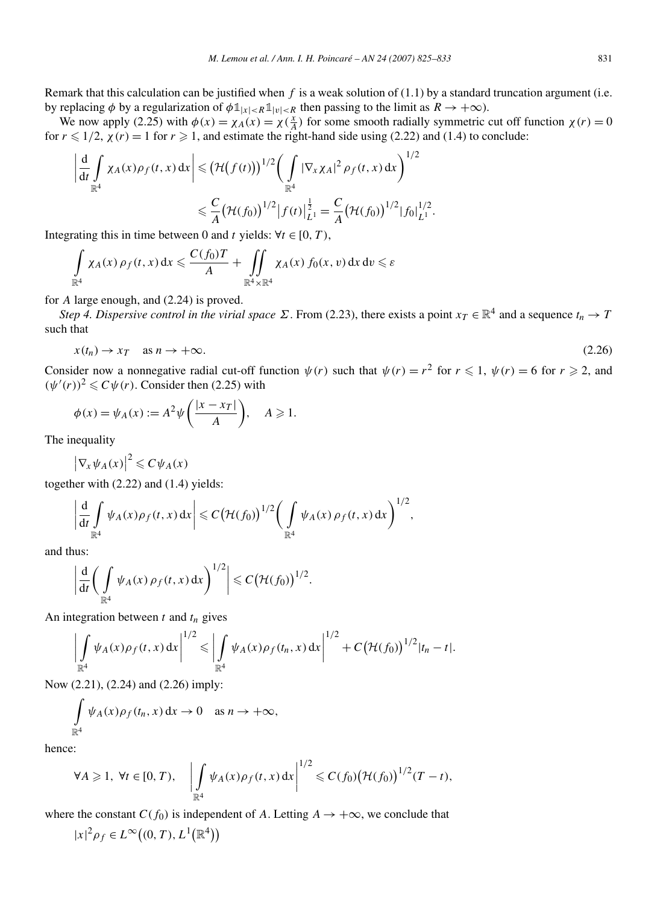Remark that this calculation can be justified when $f$ is a weak solution of (1.1) by a standard truncation argument (i.e. by replacing $\phi$ by a regularization of $\phi \mathbb{1}_{|x|<R}\mathbb{1}_{|v|<R}$ then passing to the limit as $R \to +\infty$).

We now apply (2.25) with $\phi(x) = \chi_A(x) = \chi(\frac{x}{A})$ for some smooth radially symmetric cut off function $\chi(r) = 0$ for $r \leqslant 1/2$, $\chi(r) = 1$ for $r \geqslant 1$, and estimate the right-hand side using (2.22) and (1.4) to conclude:

$$
\left|\frac{\mathrm{d}}{\mathrm{d}t}\int_{\mathbb{R}^4} \chi_A(x)\rho_f(t,x)\,\mathrm{d}x\right| \leqslant \big(\mathcal{H}\big(f(t)\big)\big)^{1/2}\bigg(\int_{\mathbb{R}^4} |\nabla_x \chi_A|^2\,\rho_f(t,x)\,\mathrm{d}x\bigg)^{1/2}
$$

$$
\leqslant \frac{C}{A}\big(\mathcal{H}(f_0)\big)^{1/2}\big|f(t)\big|_{L^1}^{\frac{1}{2}} = \frac{C}{A}\big(\mathcal{H}(f_0)\big)^{1/2}|f_0|_{L^1}^{1/2}.
$$

Integrating this in time between 0 and $t$ yields: $\forall t \in [0,T)$,

$$
\int_{\mathbb{R}^4} \chi_A(x)\,\rho_f(t,x)\,\mathrm{d}x \leqslant \frac{C(f_0)T}{A} + \iint_{\mathbb{R}^4\times\mathbb{R}^4} \chi_A(x)\,f_0(x,v)\,\mathrm{d}x\,\mathrm{d}v \leqslant \varepsilon
$$

for $A$ large enough, and (2.24) is proved.

*Step 4. Dispersive control in the virial space $\Sigma$.* From (2.23), there exists a point $x_T \in \mathbb{R}^4$ and a sequence $t_n \to T$ such that

$$
x(t_n) \to x_T \quad \text{as } n \to +\infty. \tag{2.26}
$$

Consider now a nonnegative radial cut-off function $\psi(r)$ such that $\psi(r) = r^2$ for $r \leqslant 1$, $\psi(r) = 6$ for $r \geqslant 2$, and $(\psi'(r))^2 \leqslant C\psi(r)$. Consider then (2.25) with

$$
\phi(x) = \psi_A(x) := A^2\psi\bigg(\frac{|x-x_T|}{A}\bigg), \quad A \geqslant 1.
$$

The inequality

$$
\big|\nabla_x \psi_A(x)\big|^2 \leqslant C\psi_A(x)
$$

together with (2.22) and (1.4) yields:

$$
\left|\frac{\mathrm{d}}{\mathrm{d}t}\int_{\mathbb{R}^4} \psi_A(x)\rho_f(t,x)\,\mathrm{d}x\right| \leqslant C\big(\mathcal{H}(f_0)\big)^{1/2}\bigg(\int_{\mathbb{R}^4} \psi_A(x)\,\rho_f(t,x)\,\mathrm{d}x\bigg)^{1/2},
$$

and thus:

$$
\left|\frac{\mathrm{d}}{\mathrm{d}t}\bigg(\int_{\mathbb{R}^4} \psi_A(x)\,\rho_f(t,x)\,\mathrm{d}x\bigg)^{1/2}\right| \leqslant C\big(\mathcal{H}(f_0)\big)^{1/2}.
$$

An integration between $t$ and $t_n$ gives

$$
\left|\int_{\mathbb{R}^4} \psi_A(x)\rho_f(t,x)\,\mathrm{d}x\right|^{1/2} \leqslant \left|\int_{\mathbb{R}^4} \psi_A(x)\rho_f(t_n,x)\,\mathrm{d}x\right|^{1/2} + C\big(\mathcal{H}(f_0)\big)^{1/2}|t_n - t|.
$$

Now (2.21), (2.24) and (2.26) imply:

$$
\int_{\mathbb{R}^4} \psi_A(x)\rho_f(t_n,x)\,\mathrm{d}x \to 0 \quad \text{as } n \to +\infty,
$$

hence:

$$
\forall A \geqslant 1,\ \forall t \in [0,T), \quad \left|\int_{\mathbb{R}^4} \psi_A(x)\rho_f(t,x)\,\mathrm{d}x\right|^{1/2} \leqslant C(f_0)\big(\mathcal{H}(f_0)\big)^{1/2}(T-t),
$$

where the constant $C(f_0)$ is independent of $A$. Letting $A \to +\infty$, we conclude that

$$
|x|^2\rho_f \in L^\infty\big((0,T), L^1\big(\mathbb{R}^4\big)\big)
$$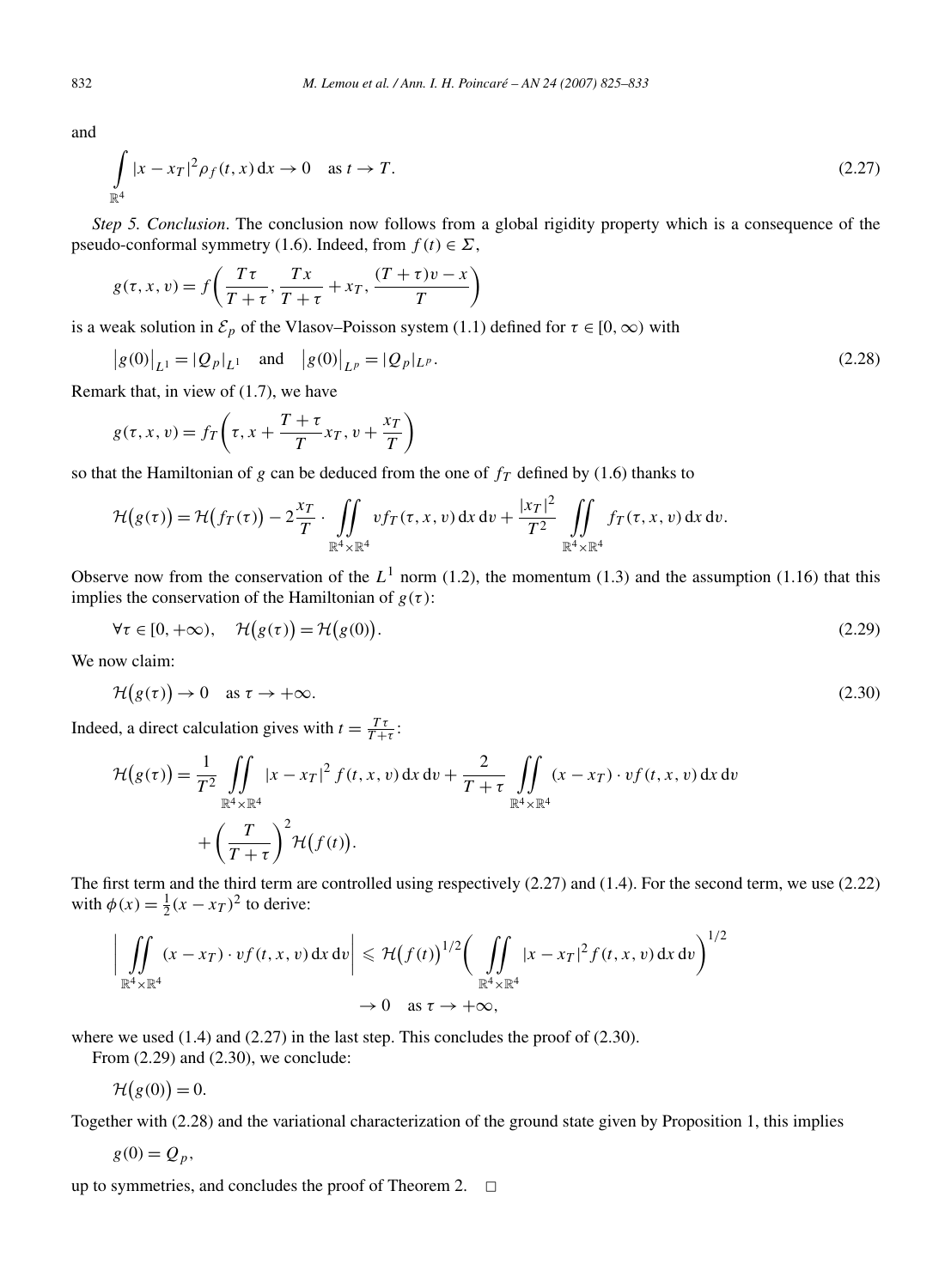and

$$\int_{\mathbb{R}^4} |x - x_T|^2 \rho_f(t, x)\,\mathrm{d}x \to 0 \quad \text{as } t \to T. \tag{2.27}$$

*Step 5. Conclusion*. The conclusion now follows from a global rigidity property which is a consequence of the pseudo-conformal symmetry (1.6). Indeed, from $f(t) \in \Sigma$,

$$g(\tau, x, v) = f\left(\frac{T\tau}{T+\tau}, \frac{Tx}{T+\tau} + x_T, \frac{(T+\tau)v - x}{T}\right)$$

is a weak solution in $\mathcal{E}_p$ of the Vlasov–Poisson system (1.1) defined for $\tau \in [0, \infty)$ with

$$\left|g(0)\right|_{L^1} = |Q_p|_{L^1} \quad \text{and} \quad \left|g(0)\right|_{L^p} = |Q_p|_{L^p}. \tag{2.28}$$

Remark that, in view of (1.7), we have

$$g(\tau, x, v) = f_T\left(\tau, x + \frac{T+\tau}{T} x_T, v + \frac{x_T}{T}\right)$$

so that the Hamiltonian of $g$ can be deduced from the one of $f_T$ defined by (1.6) thanks to

$$\mathcal{H}\big(g(\tau)\big) = \mathcal{H}\big(f_T(\tau)\big) - 2\frac{x_T}{T} \cdot \iint_{\mathbb{R}^4 \times \mathbb{R}^4} v f_T(\tau, x, v)\,\mathrm{d}x\,\mathrm{d}v + \frac{|x_T|^2}{T^2} \iint_{\mathbb{R}^4 \times \mathbb{R}^4} f_T(\tau, x, v)\,\mathrm{d}x\,\mathrm{d}v.$$

Observe now from the conservation of the $L^1$ norm (1.2), the momentum (1.3) and the assumption (1.16) that this implies the conservation of the Hamiltonian of $g(\tau)$:

$$\forall \tau \in [0, +\infty), \quad \mathcal{H}\big(g(\tau)\big) = \mathcal{H}\big(g(0)\big). \tag{2.29}$$

We now claim:

$$\mathcal{H}\big(g(\tau)\big) \to 0 \quad \text{as } \tau \to +\infty. \tag{2.30}$$

Indeed, a direct calculation gives with $t = \frac{T\tau}{T+\tau}$:

$$\begin{aligned}
\mathcal{H}\big(g(\tau)\big) = {} & \frac{1}{T^2} \iint_{\mathbb{R}^4 \times \mathbb{R}^4} |x - x_T|^2 f(t, x, v)\,\mathrm{d}x\,\mathrm{d}v + \frac{2}{T+\tau} \iint_{\mathbb{R}^4 \times \mathbb{R}^4} (x - x_T) \cdot v f(t, x, v)\,\mathrm{d}x\,\mathrm{d}v \\
& + \left(\frac{T}{T+\tau}\right)^2 \mathcal{H}\big(f(t)\big).
\end{aligned}$$

The first term and the third term are controlled using respectively (2.27) and (1.4). For the second term, we use (2.22) with $\phi(x) = \frac{1}{2}(x - x_T)^2$ to derive:

$$\begin{aligned}
\left| \iint_{\mathbb{R}^4 \times \mathbb{R}^4} (x - x_T) \cdot v f(t, x, v)\,\mathrm{d}x\,\mathrm{d}v \right| &\leqslant \mathcal{H}\big(f(t)\big)^{1/2} \left( \iint_{\mathbb{R}^4 \times \mathbb{R}^4} |x - x_T|^2 f(t, x, v)\,\mathrm{d}x\,\mathrm{d}v \right)^{1/2} \\
&\to 0 \quad \text{as } \tau \to +\infty,
\end{aligned}$$

where we used (1.4) and (2.27) in the last step. This concludes the proof of (2.30).

From (2.29) and (2.30), we conclude:

$$\mathcal{H}\big(g(0)\big) = 0.$$

Together with (2.28) and the variational characterization of the ground state given by Proposition 1, this implies

$$g(0) = Q_p,$$

up to symmetries, and concludes the proof of Theorem 2. □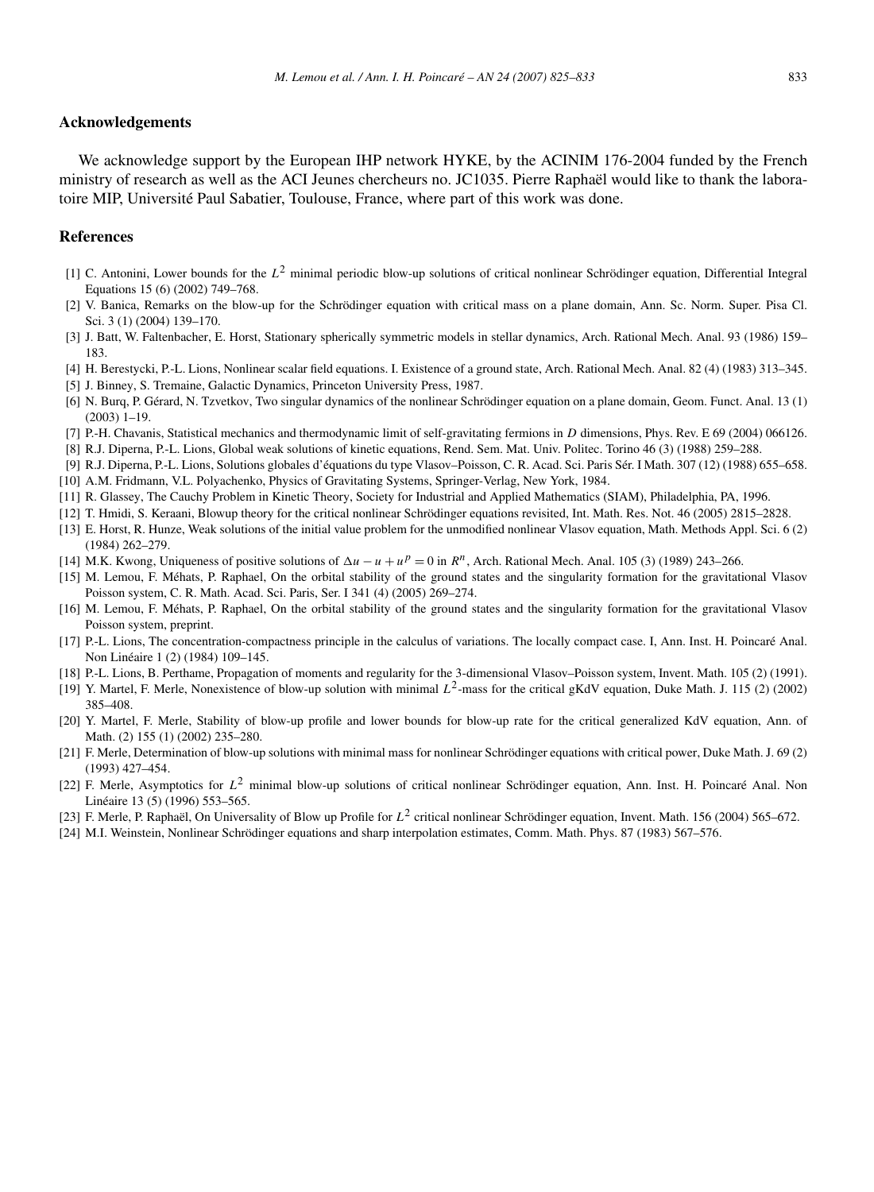## Acknowledgements

We acknowledge support by the European IHP network HYKE, by the ACINIM 176-2004 funded by the French ministry of research as well as the ACI Jeunes chercheurs no. JC1035. Pierre Raphaël would like to thank the laboratoire MIP, Université Paul Sabatier, Toulouse, France, where part of this work was done.

## References

[1] C. Antonini, Lower bounds for the $L^2$ minimal periodic blow-up solutions of critical nonlinear Schrödinger equation, Differential Integral Equations 15 (6) (2002) 749–768.

[2] V. Banica, Remarks on the blow-up for the Schrödinger equation with critical mass on a plane domain, Ann. Sc. Norm. Super. Pisa Cl. Sci. 3 (1) (2004) 139–170.

[3] J. Batt, W. Faltenbacher, E. Horst, Stationary spherically symmetric models in stellar dynamics, Arch. Rational Mech. Anal. 93 (1986) 159–183.

[4] H. Berestycki, P.-L. Lions, Nonlinear scalar field equations. I. Existence of a ground state, Arch. Rational Mech. Anal. 82 (4) (1983) 313–345.

[5] J. Binney, S. Tremaine, Galactic Dynamics, Princeton University Press, 1987.

[6] N. Burq, P. Gérard, N. Tzvetkov, Two singular dynamics of the nonlinear Schrödinger equation on a plane domain, Geom. Funct. Anal. 13 (1) (2003) 1–19.

[7] P.-H. Chavanis, Statistical mechanics and thermodynamic limit of self-gravitating fermions in $D$ dimensions, Phys. Rev. E 69 (2004) 066126.

[8] R.J. Diperna, P.-L. Lions, Global weak solutions of kinetic equations, Rend. Sem. Mat. Univ. Politec. Torino 46 (3) (1988) 259–288.

[9] R.J. Diperna, P.-L. Lions, Solutions globales d'équations du type Vlasov–Poisson, C. R. Acad. Sci. Paris Sér. I Math. 307 (12) (1988) 655–658.

[10] A.M. Fridmann, V.L. Polyachenko, Physics of Gravitating Systems, Springer-Verlag, New York, 1984.

[11] R. Glassey, The Cauchy Problem in Kinetic Theory, Society for Industrial and Applied Mathematics (SIAM), Philadelphia, PA, 1996.

[12] T. Hmidi, S. Keraani, Blowup theory for the critical nonlinear Schrödinger equations revisited, Int. Math. Res. Not. 46 (2005) 2815–2828.

[13] E. Horst, R. Hunze, Weak solutions of the initial value problem for the unmodified nonlinear Vlasov equation, Math. Methods Appl. Sci. 6 (2) (1984) 262–279.

[14] M.K. Kwong, Uniqueness of positive solutions of $\Delta u - u + u^p = 0$ in $R^n$, Arch. Rational Mech. Anal. 105 (3) (1989) 243–266.

[15] M. Lemou, F. Méhats, P. Raphael, On the orbital stability of the ground states and the singularity formation for the gravitational Vlasov Poisson system, C. R. Math. Acad. Sci. Paris, Ser. I 341 (4) (2005) 269–274.

[16] M. Lemou, F. Méhats, P. Raphael, On the orbital stability of the ground states and the singularity formation for the gravitational Vlasov Poisson system, preprint.

[17] P.-L. Lions, The concentration-compactness principle in the calculus of variations. The locally compact case. I, Ann. Inst. H. Poincaré Anal. Non Linéaire 1 (2) (1984) 109–145.

[18] P.-L. Lions, B. Perthame, Propagation of moments and regularity for the 3-dimensional Vlasov–Poisson system, Invent. Math. 105 (2) (1991).

[19] Y. Martel, F. Merle, Nonexistence of blow-up solution with minimal $L^2$-mass for the critical gKdV equation, Duke Math. J. 115 (2) (2002) 385–408.

[20] Y. Martel, F. Merle, Stability of blow-up profile and lower bounds for blow-up rate for the critical generalized KdV equation, Ann. of Math. (2) 155 (1) (2002) 235–280.

[21] F. Merle, Determination of blow-up solutions with minimal mass for nonlinear Schrödinger equations with critical power, Duke Math. J. 69 (2) (1993) 427–454.

[22] F. Merle, Asymptotics for $L^2$ minimal blow-up solutions of critical nonlinear Schrödinger equation, Ann. Inst. H. Poincaré Anal. Non Linéaire 13 (5) (1996) 553–565.

[23] F. Merle, P. Raphaël, On Universality of Blow up Profile for $L^2$ critical nonlinear Schrödinger equation, Invent. Math. 156 (2004) 565–672.

[24] M.I. Weinstein, Nonlinear Schrödinger equations and sharp interpolation estimates, Comm. Math. Phys. 87 (1983) 567–576.